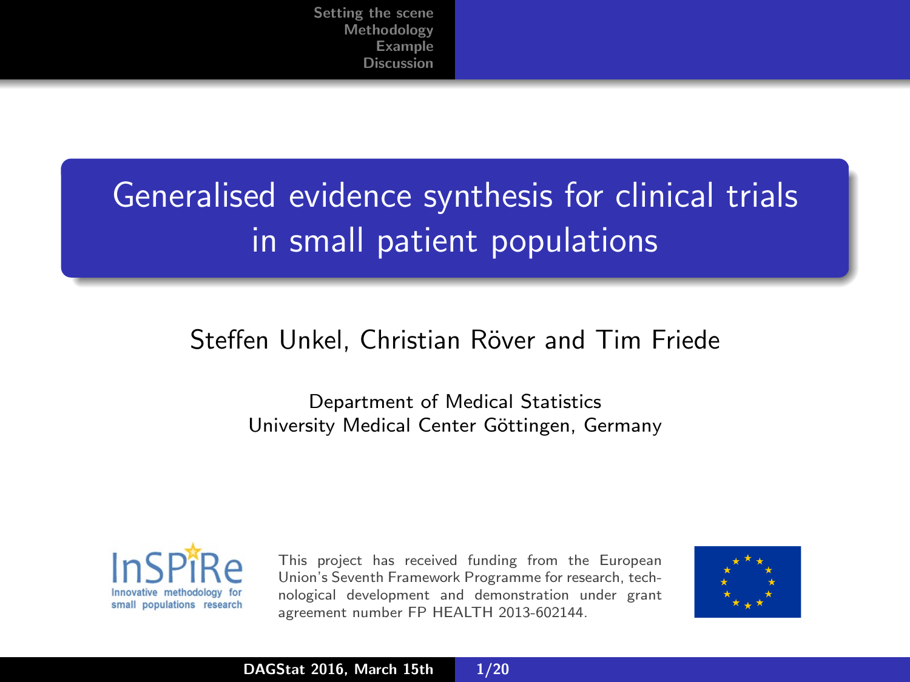# Generalised evidence synthesis for clinical trials in small patient populations

Steffen Unkel, Christian Röver and Tim Friede

Department of Medical Statistics
University Medical Center Göttingen, Germany

InSPiRe — Innovative methodology for small populations research

This project has received funding from the European Union's Seventh Framework Programme for research, technological development and demonstration under grant agreement number FP HEALTH 2013-602144.

DAGStat 2016, March 15th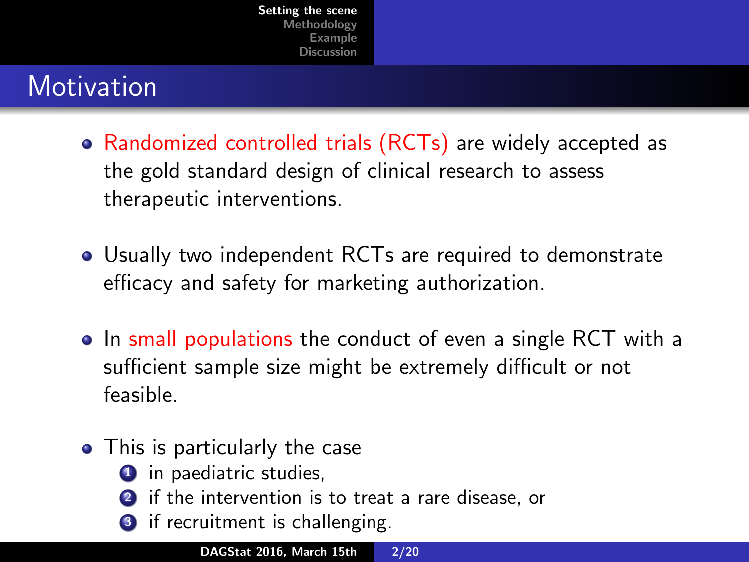# Motivation

- Randomized controlled trials (RCTs) are widely accepted as the gold standard design of clinical research to assess therapeutic interventions.
- Usually two independent RCTs are required to demonstrate efficacy and safety for marketing authorization.
- In small populations the conduct of even a single RCT with a sufficient sample size might be extremely difficult or not feasible.
- This is particularly the case
  1. in paediatric studies,
  2. if the intervention is to treat a rare disease, or
  3. if recruitment is challenging.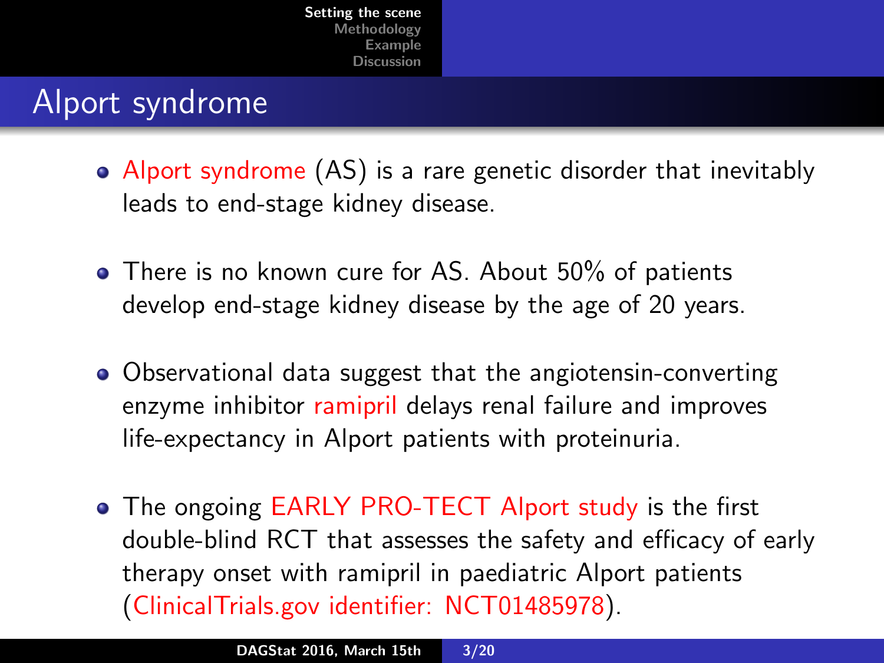# Alport syndrome

- Alport syndrome (AS) is a rare genetic disorder that inevitably leads to end-stage kidney disease.
- There is no known cure for AS. About 50% of patients develop end-stage kidney disease by the age of 20 years.
- Observational data suggest that the angiotensin-converting enzyme inhibitor ramipril delays renal failure and improves life-expectancy in Alport patients with proteinuria.
- The ongoing EARLY PRO-TECT Alport study is the first double-blind RCT that assesses the safety and efficacy of early therapy onset with ramipril in paediatric Alport patients (ClinicalTrials.gov identifier: NCT01485978).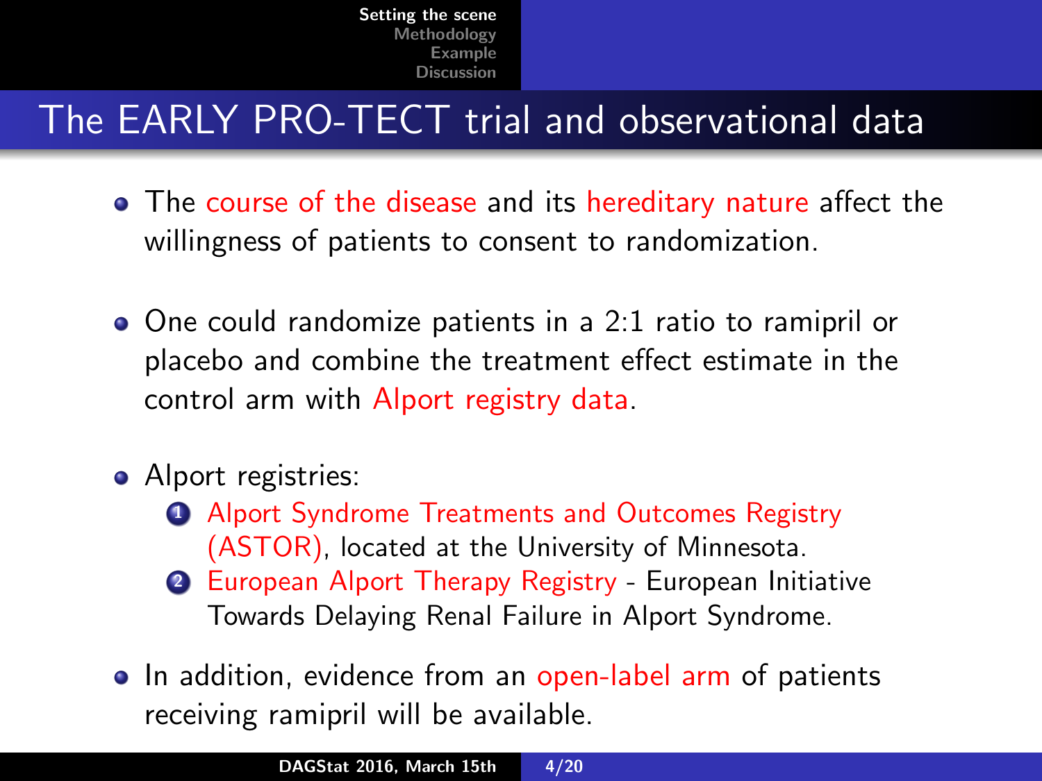# The EARLY PRO-TECT trial and observational data

- The course of the disease and its hereditary nature affect the willingness of patients to consent to randomization.
- One could randomize patients in a 2:1 ratio to ramipril or placebo and combine the treatment effect estimate in the control arm with Alport registry data.
- Alport registries:
  1. Alport Syndrome Treatments and Outcomes Registry (ASTOR), located at the University of Minnesota.
  2. European Alport Therapy Registry - European Initiative Towards Delaying Renal Failure in Alport Syndrome.
- In addition, evidence from an open-label arm of patients receiving ramipril will be available.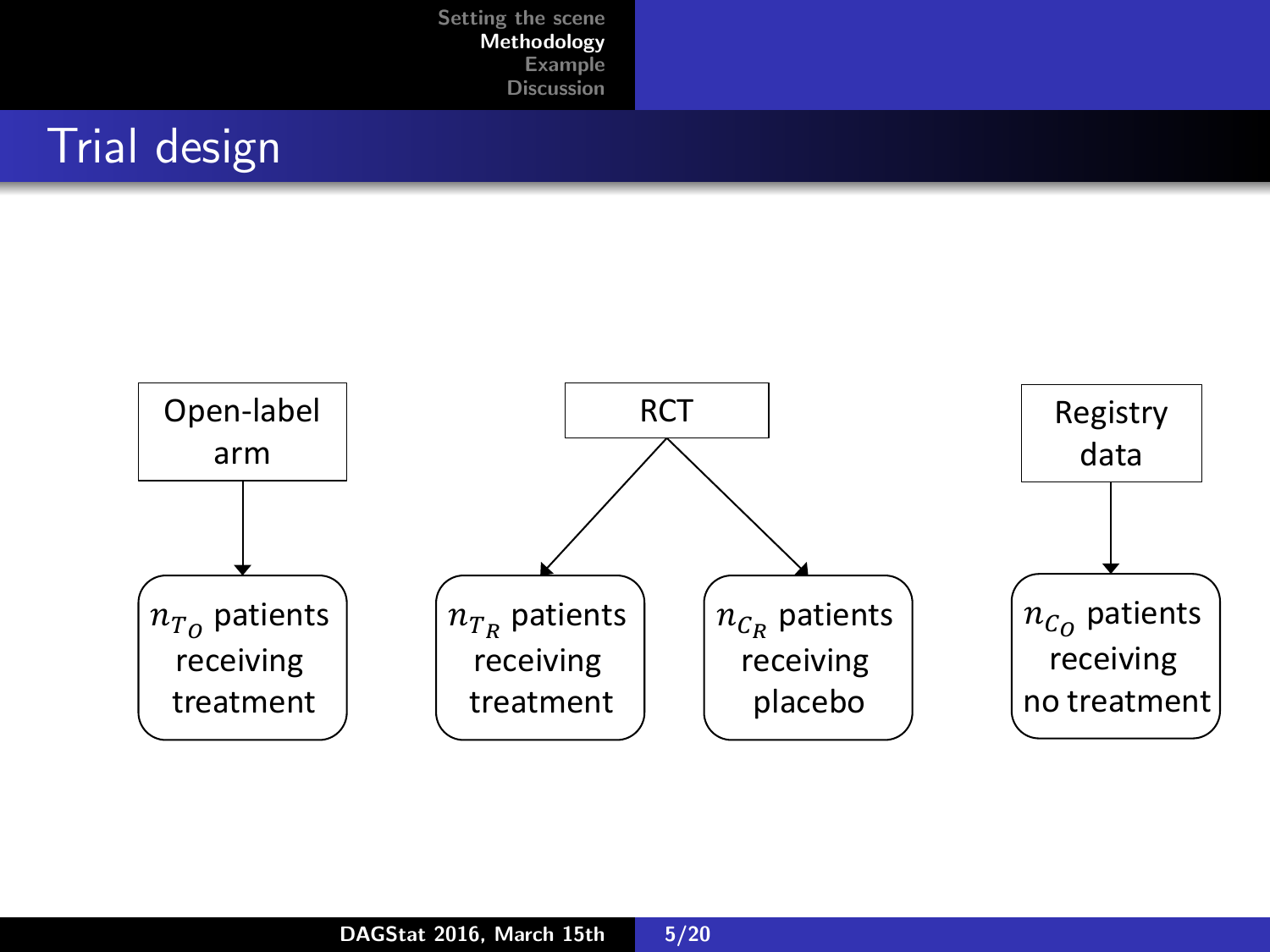# Trial design

- Open-label arm → $n_{T_O}$ patients receiving treatment
- RCT → $n_{T_R}$ patients receiving treatment; $n_{C_R}$ patients receiving placebo
- Registry data → $n_{C_O}$ patients receiving no treatment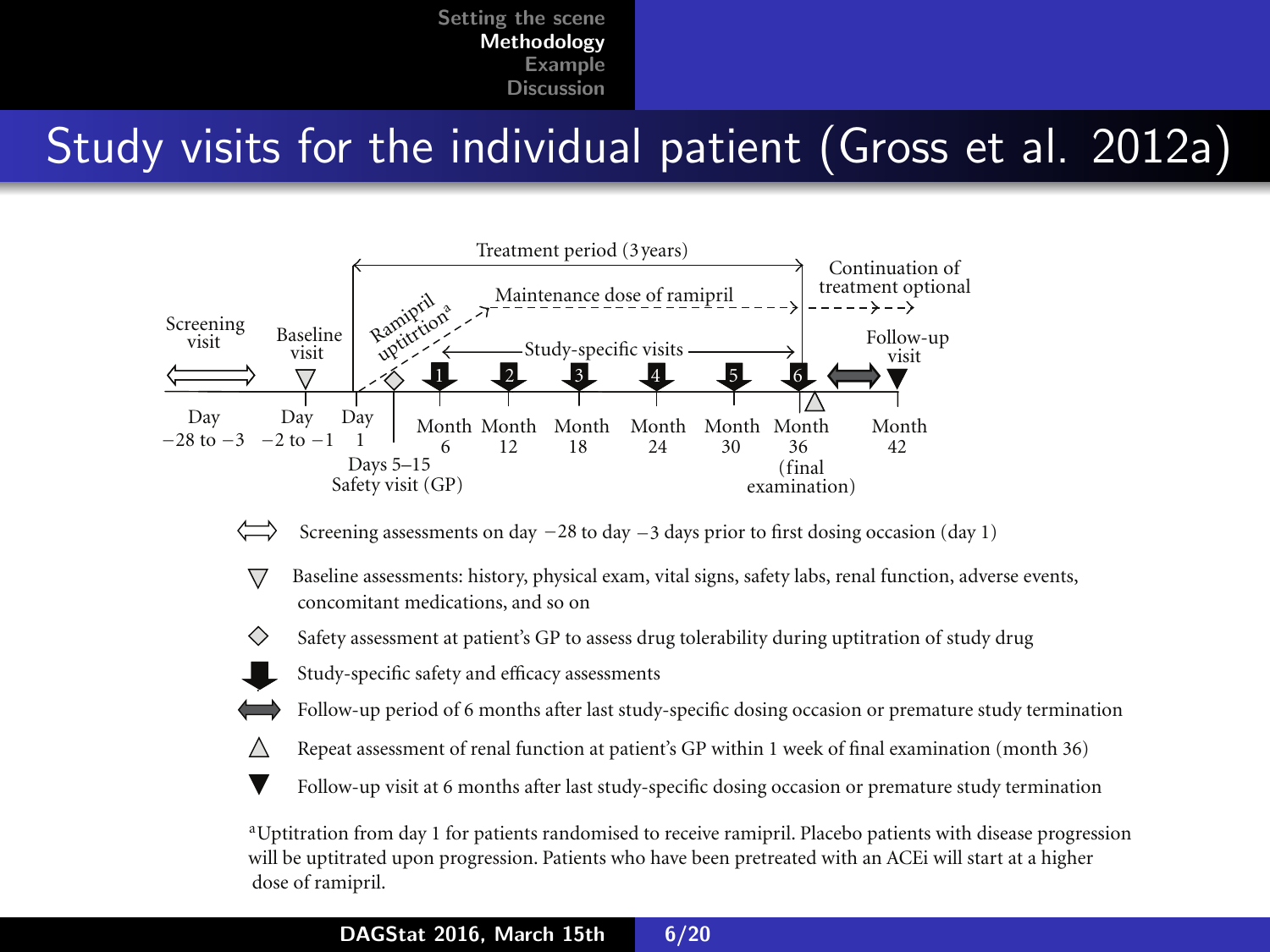# Study visits for the individual patient (Gross et al. 2012a)

Treatment period (3 years)

Continuation of treatment optional

Maintenance dose of ramipril

Ramipril uptitration[a]

Screening visit

Baseline visit

Study-specific visits

Follow-up visit

Day −28 to −3 | Day −2 to −1 | Day 1 | Month 6 | Month 12 | Month 18 | Month 24 | Month 30 | Month 36 (final examination) | Month 42

Days 5–15 Safety visit (GP)

- ⟺ Screening assessments on day −28 to day −3 days prior to first dosing occasion (day 1)
- ▽ Baseline assessments: history, physical exam, vital signs, safety labs, renal function, adverse events, concomitant medications, and so on
- ◇ Safety assessment at patient's GP to assess drug tolerability during uptitration of study drug
- ⬇ Study-specific safety and efficacy assessments
- ⬌ Follow-up period of 6 months after last study-specific dosing occasion or premature study termination
- △ Repeat assessment of renal function at patient's GP within 1 week of final examination (month 36)
- ▼ Follow-up visit at 6 months after last study-specific dosing occasion or premature study termination

[a]Uptitration from day 1 for patients randomised to receive ramipril. Placebo patients with disease progression will be uptitrated upon progression. Patients who have been pretreated with an ACEi will start at a higher dose of ramipril.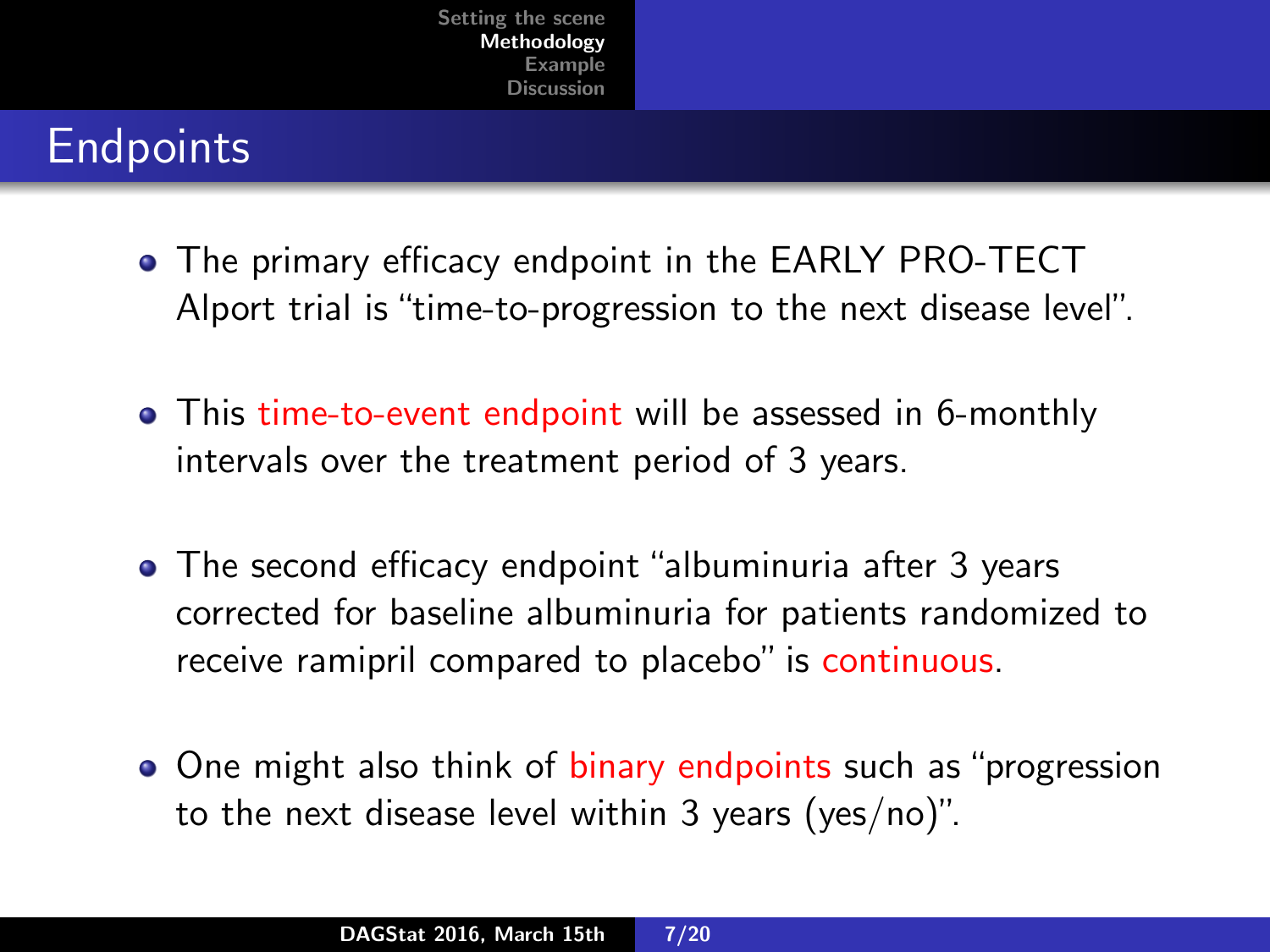# Endpoints

- The primary efficacy endpoint in the EARLY PRO-TECT Alport trial is "time-to-progression to the next disease level".
- This time-to-event endpoint will be assessed in 6-monthly intervals over the treatment period of 3 years.
- The second efficacy endpoint "albuminuria after 3 years corrected for baseline albuminuria for patients randomized to receive ramipril compared to placebo" is continuous.
- One might also think of binary endpoints such as "progression to the next disease level within 3 years (yes/no)".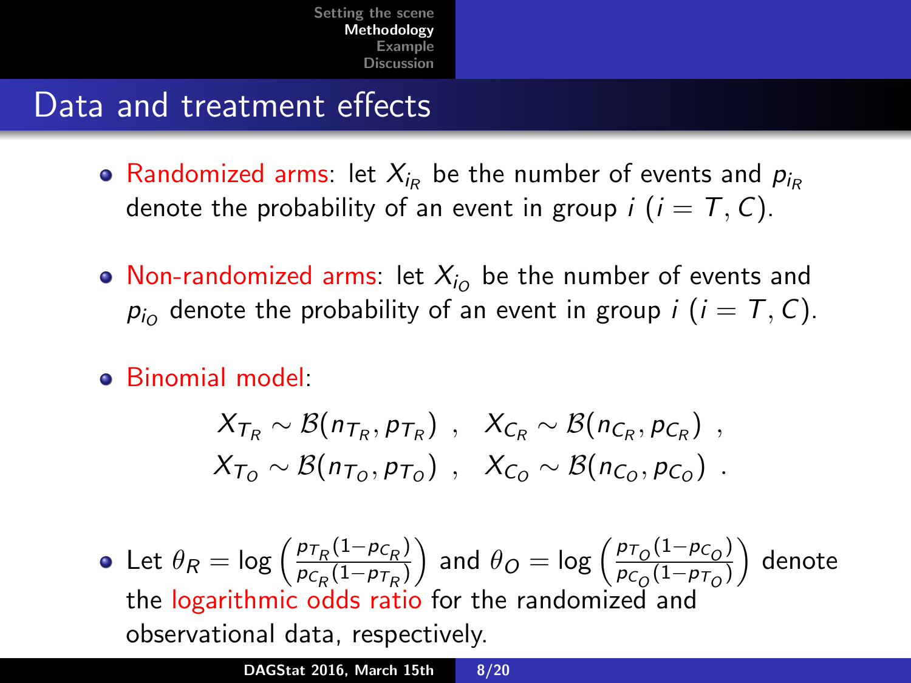## Data and treatment effects

- Randomized arms: let $X_{i_R}$ be the number of events and $p_{i_R}$ denote the probability of an event in group $i$ ($i = T, C$).

- Non-randomized arms: let $X_{i_O}$ be the number of events and $p_{i_O}$ denote the probability of an event in group $i$ ($i = T, C$).

- Binomial model:

$$
\begin{aligned}
X_{T_R} &\sim \mathcal{B}(n_{T_R}, p_{T_R}) \ , \quad X_{C_R} \sim \mathcal{B}(n_{C_R}, p_{C_R}) \ , \\
X_{T_O} &\sim \mathcal{B}(n_{T_O}, p_{T_O}) \ , \quad X_{C_O} \sim \mathcal{B}(n_{C_O}, p_{C_O}) \ .
\end{aligned}
$$

- Let $\theta_R = \log\left(\frac{p_{T_R}(1-p_{C_R})}{p_{C_R}(1-p_{T_R})}\right)$ and $\theta_O = \log\left(\frac{p_{T_O}(1-p_{C_O})}{p_{C_O}(1-p_{T_O})}\right)$ denote the logarithmic odds ratio for the randomized and observational data, respectively.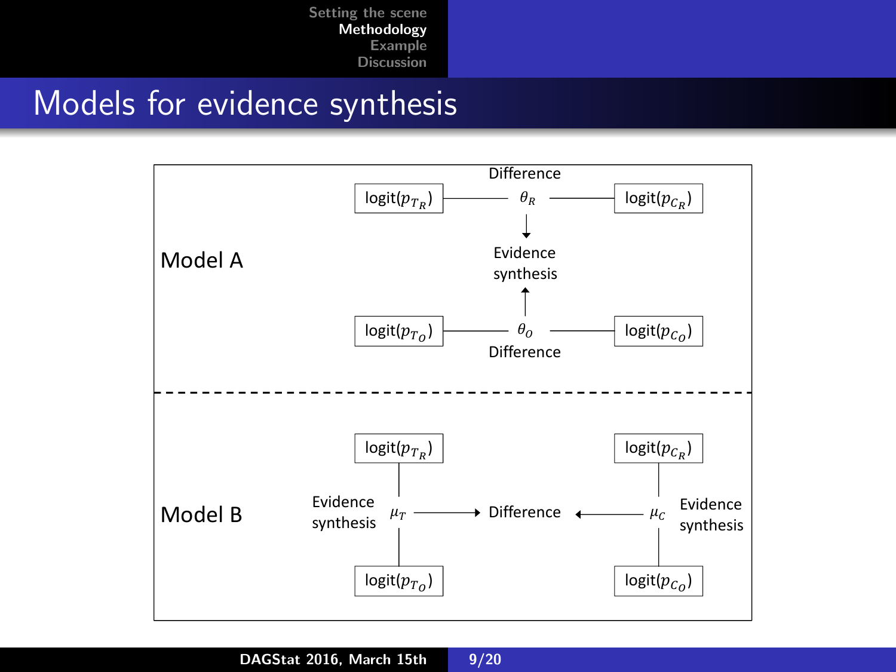# Models for evidence synthesis

**Model A**

- $\text{logit}(p_{T_R})$ — $\theta_R$ — $\text{logit}(p_{C_R})$ (Difference)
- $\theta_R$ → Evidence synthesis
- $\text{logit}(p_{T_O})$ — $\theta_O$ — $\text{logit}(p_{C_O})$ (Difference)
- $\theta_O$ → Evidence synthesis

**Model B**

- $\text{logit}(p_{T_R})$ — $\mu_T$ — $\text{logit}(p_{T_O})$ (Evidence synthesis)
- $\text{logit}(p_{C_R})$ — $\mu_C$ — $\text{logit}(p_{C_O})$ (Evidence synthesis)
- $\mu_T$ → Difference ← $\mu_C$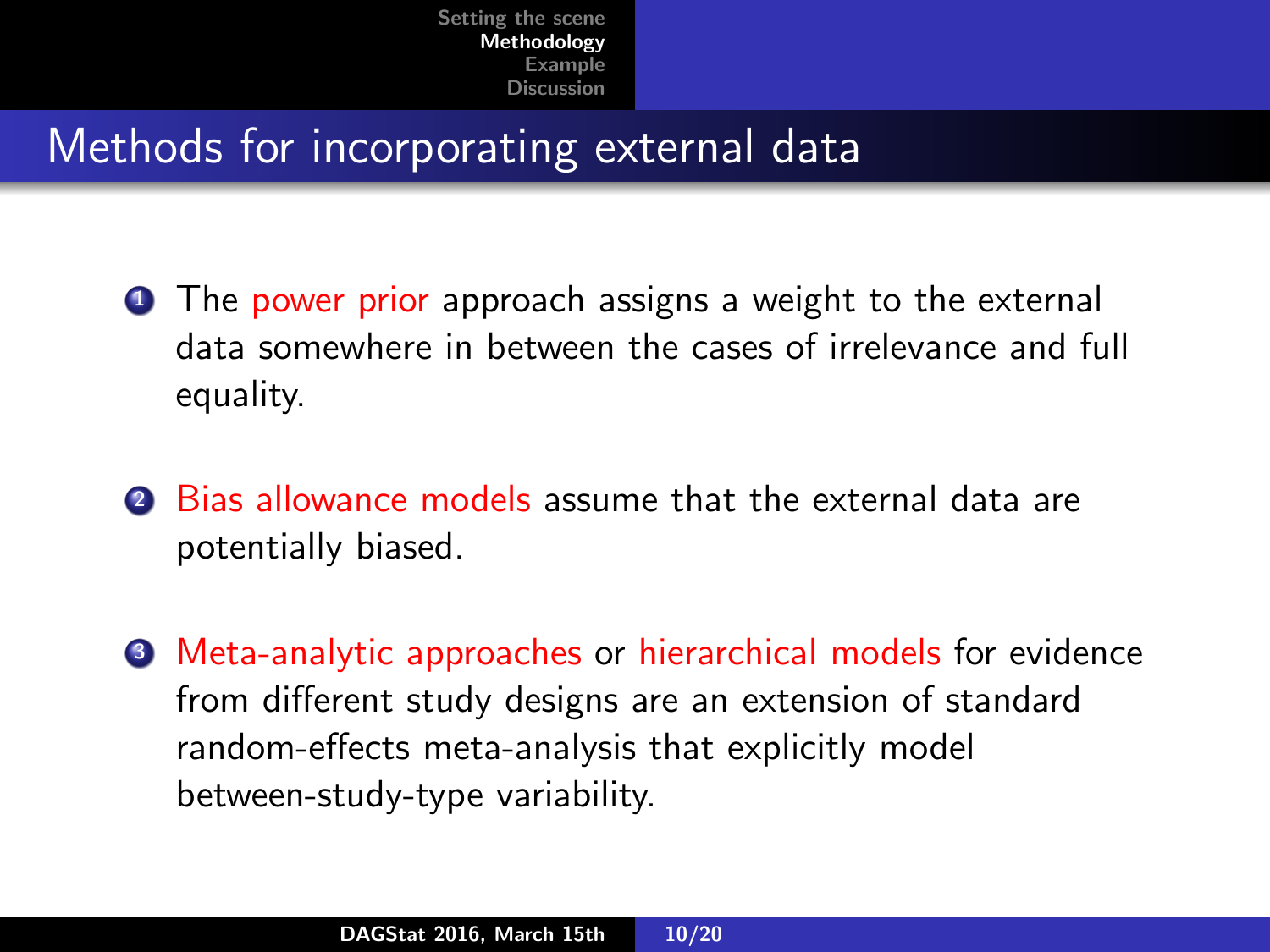## Methods for incorporating external data

1. The power prior approach assigns a weight to the external data somewhere in between the cases of irrelevance and full equality.

2. Bias allowance models assume that the external data are potentially biased.

3. Meta-analytic approaches or hierarchical models for evidence from different study designs are an extension of standard random-effects meta-analysis that explicitly model between-study-type variability.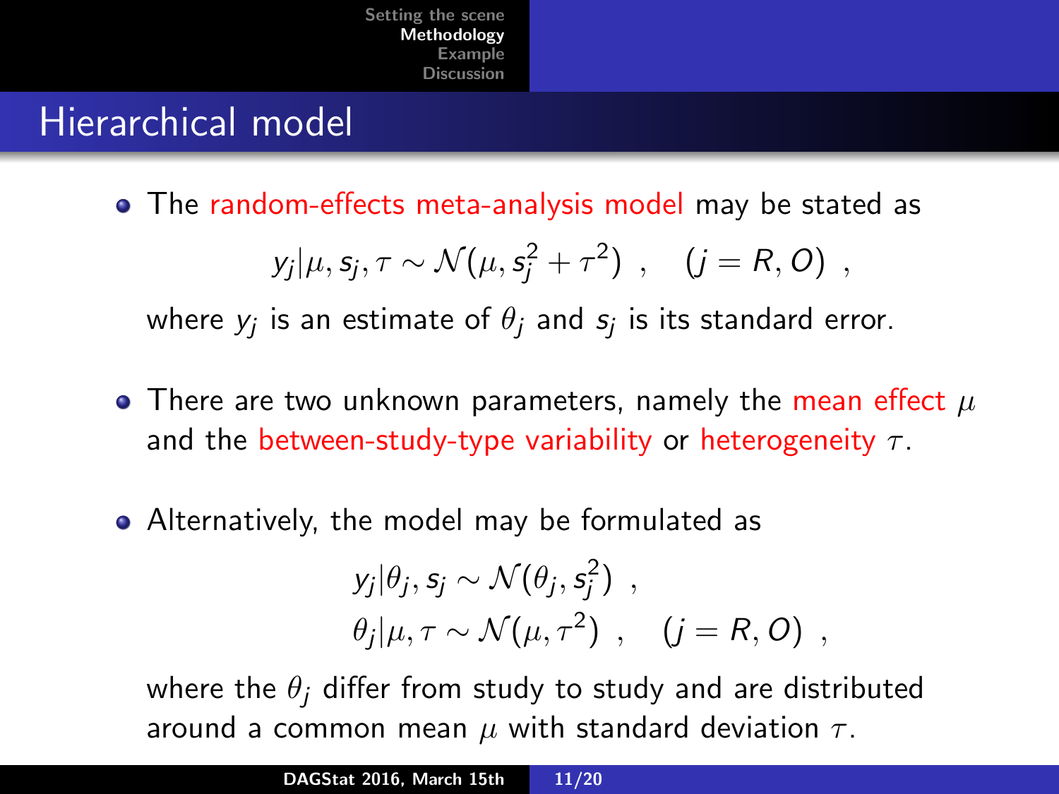# Hierarchical model

- The random-effects meta-analysis model may be stated as

$$y_j|\mu, s_j, \tau \sim \mathcal{N}(\mu, s_j^2 + \tau^2) \ , \quad (j = R, O) \ ,$$

  where $y_j$ is an estimate of $\theta_j$ and $s_j$ is its standard error.

- There are two unknown parameters, namely the mean effect $\mu$ and the between-study-type variability or heterogeneity $\tau$.

- Alternatively, the model may be formulated as

$$\begin{aligned} y_j|\theta_j, s_j &\sim \mathcal{N}(\theta_j, s_j^2) \ , \\ \theta_j|\mu, \tau &\sim \mathcal{N}(\mu, \tau^2) \ , \quad (j = R, O) \ , \end{aligned}$$

  where the $\theta_j$ differ from study to study and are distributed around a common mean $\mu$ with standard deviation $\tau$.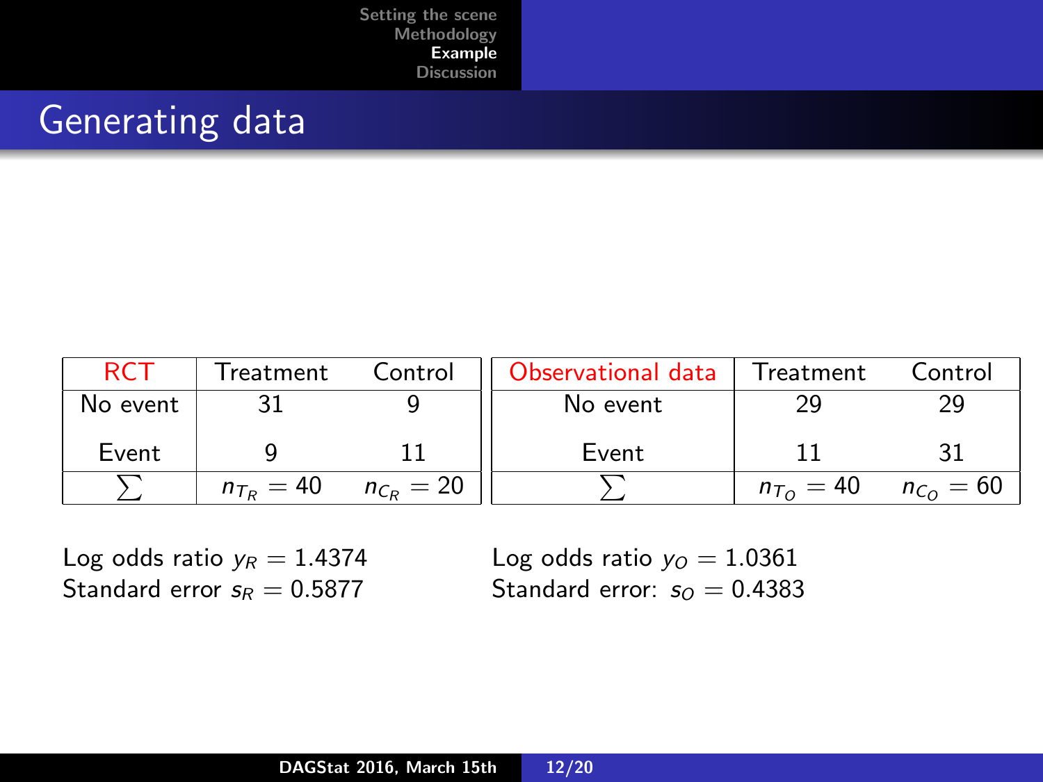# Generating data

| RCT | Treatment | Control |
|---|---|---|
| No event | 31 | 9 |
| Event | 9 | 11 |
| $\sum$ | $n_{T_R} = 40$ | $n_{C_R} = 20$ |

| Observational data | Treatment | Control |
|---|---|---|
| No event | 29 | 29 |
| Event | 11 | 31 |
| $\sum$ | $n_{T_O} = 40$ | $n_{C_O} = 60$ |

Log odds ratio $y_R = 1.4374$
Standard error $s_R = 0.5877$

Log odds ratio $y_O = 1.0361$
Standard error: $s_O = 0.4383$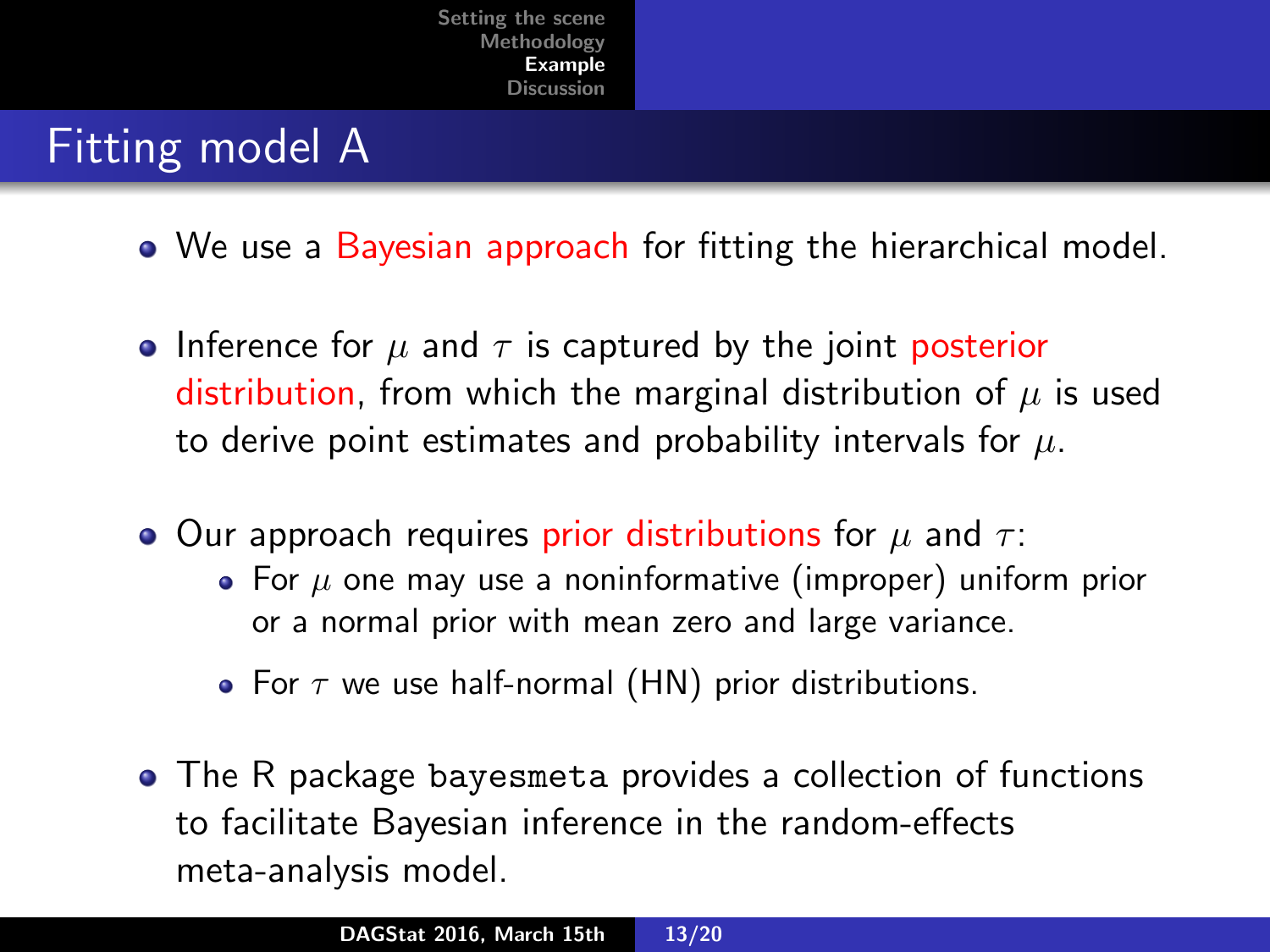## Fitting model A

- We use a Bayesian approach for fitting the hierarchical model.
- Inference for $\mu$ and $\tau$ is captured by the joint posterior distribution, from which the marginal distribution of $\mu$ is used to derive point estimates and probability intervals for $\mu$.
- Our approach requires prior distributions for $\mu$ and $\tau$:
  - For $\mu$ one may use a noninformative (improper) uniform prior or a normal prior with mean zero and large variance.
  - For $\tau$ we use half-normal (HN) prior distributions.
- The R package `bayesmeta` provides a collection of functions to facilitate Bayesian inference in the random-effects meta-analysis model.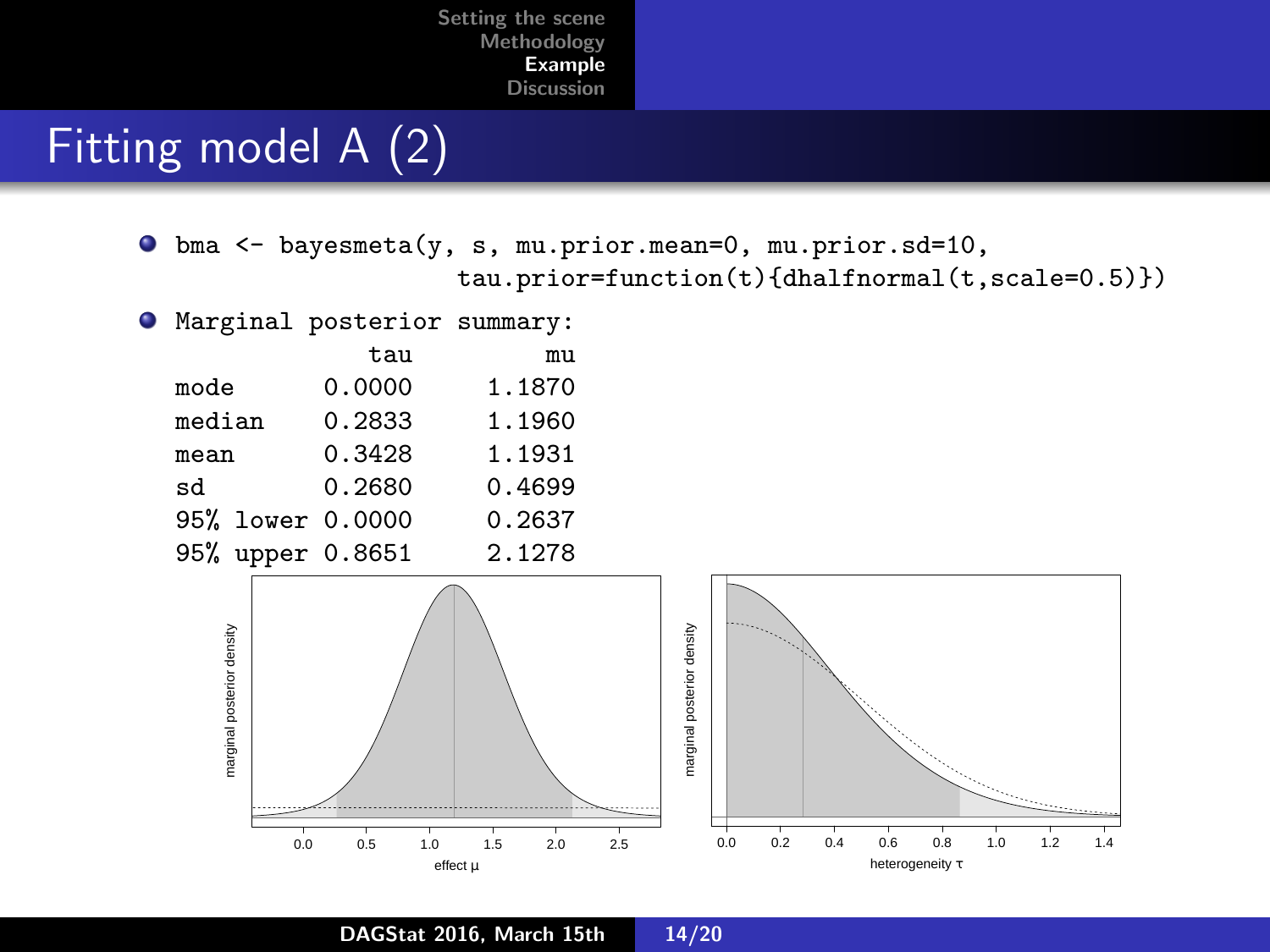# Fitting model A (2)

- 
```
bma <- bayesmeta(y, s, mu.prior.mean=0, mu.prior.sd=10,
                 tau.prior=function(t){dhalfnormal(t,scale=0.5)})
```
- Marginal posterior summary:

|  | tau | mu |
|---|---|---|
| mode | 0.0000 | 1.1870 |
| median | 0.2833 | 1.1960 |
| mean | 0.3428 | 1.1931 |
| sd | 0.2680 | 0.4699 |
| 95% lower | 0.0000 | 0.2637 |
| 95% upper | 0.8651 | 2.1278 |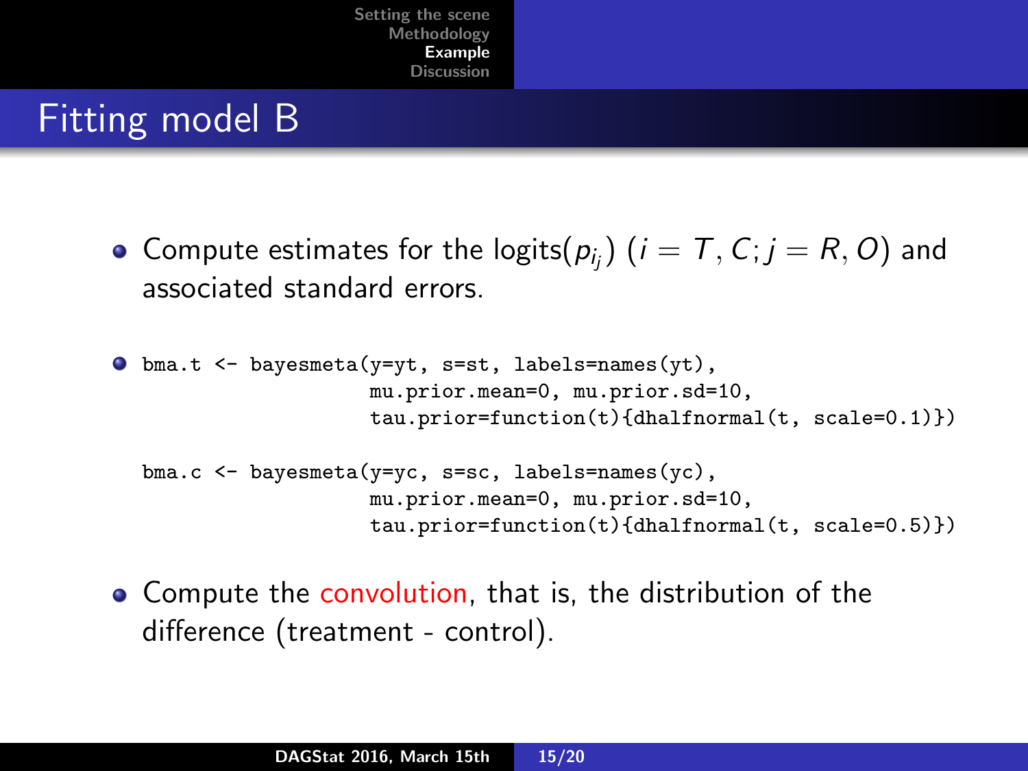# Fitting model B

- Compute estimates for the logits($p_{i_j}$) ($i = T, C; j = R, O$) and associated standard errors.

- ```
  bma.t <- bayesmeta(y=yt, s=st, labels=names(yt),
                     mu.prior.mean=0, mu.prior.sd=10,
                     tau.prior=function(t){dhalfnormal(t, scale=0.1)})

  bma.c <- bayesmeta(y=yc, s=sc, labels=names(yc),
                     mu.prior.mean=0, mu.prior.sd=10,
                     tau.prior=function(t){dhalfnormal(t, scale=0.5)})
  ```

- Compute the convolution, that is, the distribution of the difference (treatment - control).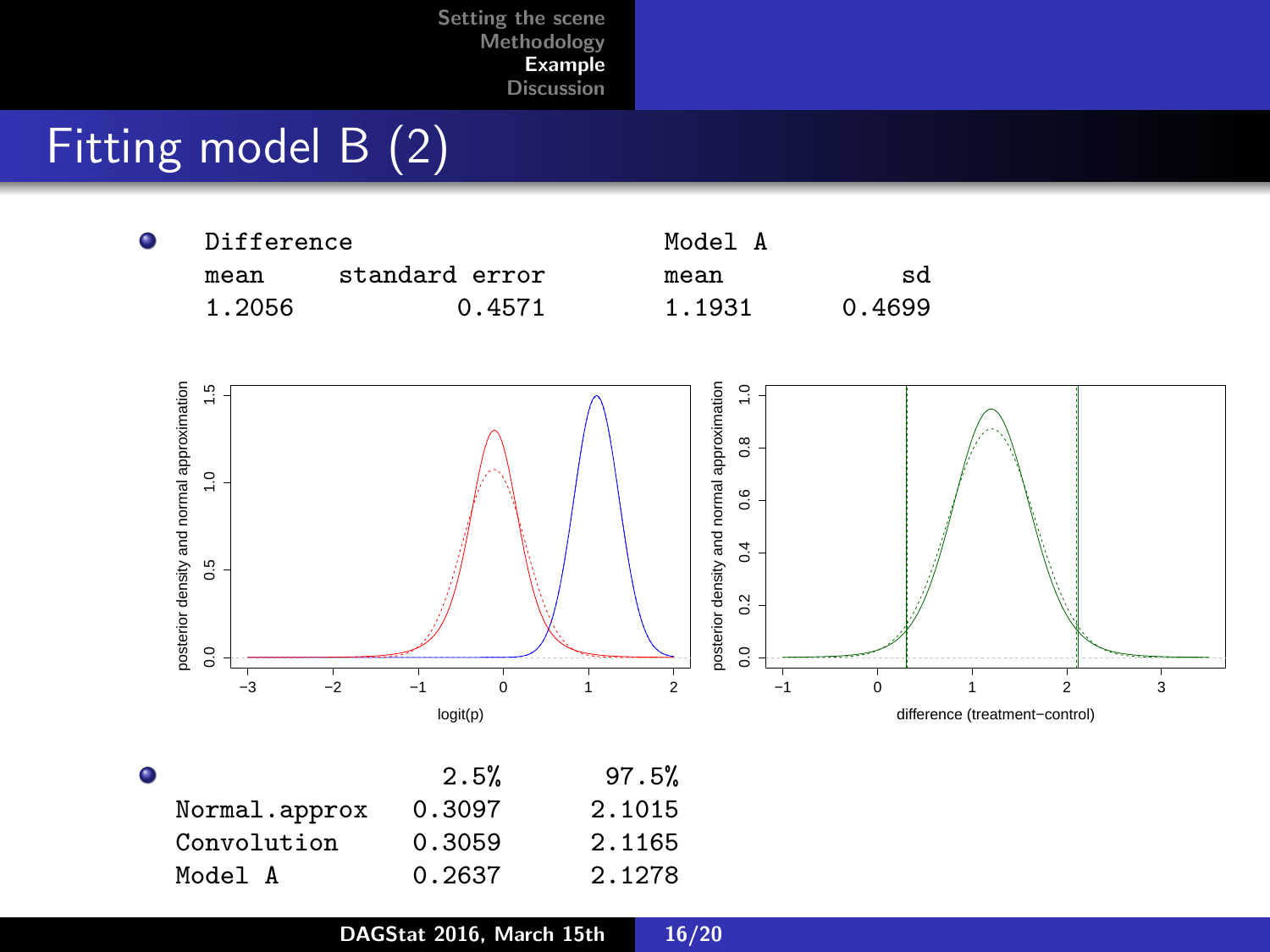## Fitting model B (2)

- | Difference | | Model A | |
  |---|---|---|---|
  | mean | standard error | mean | sd |
  | 1.2056 | 0.4571 | 1.1931 | 0.4699 |

- | | 2.5% | 97.5% |
  |---|---|---|
  | Normal.approx | 0.3097 | 2.1015 |
  | Convolution | 0.3059 | 2.1165 |
  | Model A | 0.2637 | 2.1278 |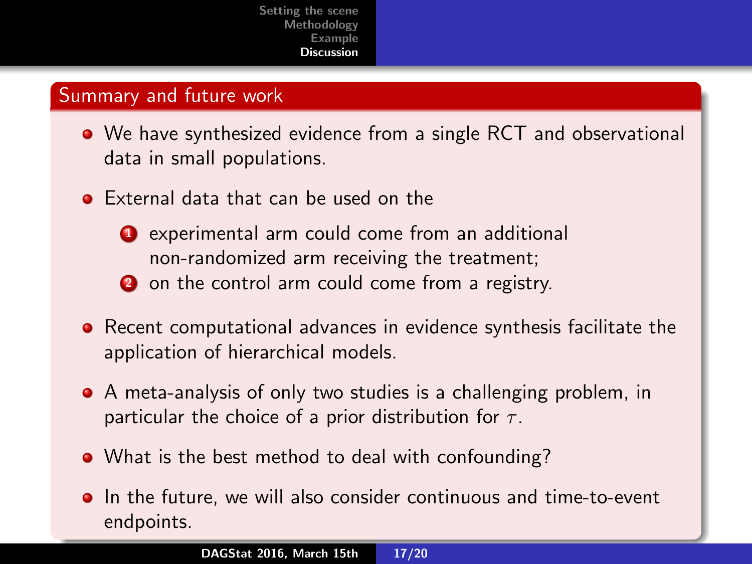## Summary and future work

- We have synthesized evidence from a single RCT and observational data in small populations.
- External data that can be used on the
  1. experimental arm could come from an additional non-randomized arm receiving the treatment;
  2. on the control arm could come from a registry.
- Recent computational advances in evidence synthesis facilitate the application of hierarchical models.
- A meta-analysis of only two studies is a challenging problem, in particular the choice of a prior distribution for $\tau$.
- What is the best method to deal with confounding?
- In the future, we will also consider continuous and time-to-event endpoints.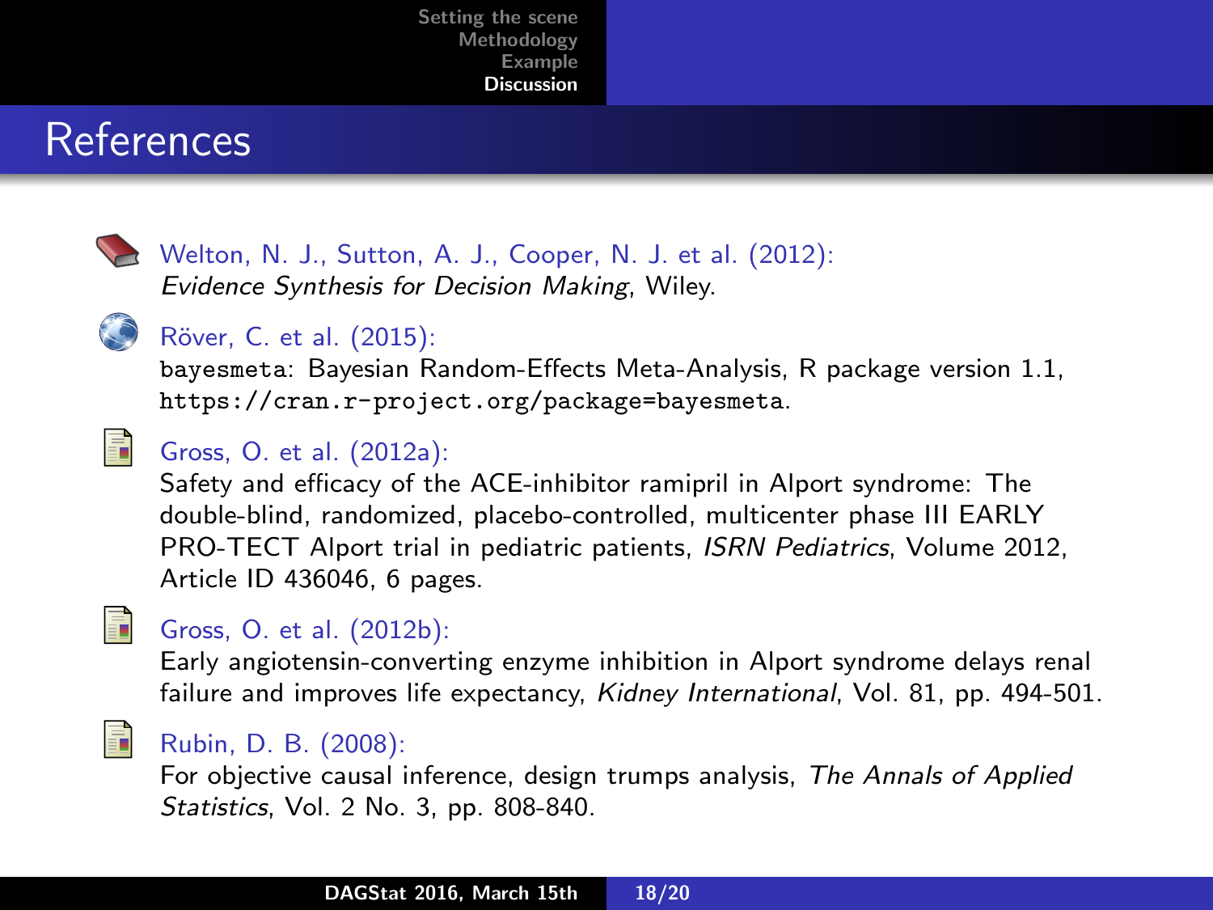# References

- Welton, N. J., Sutton, A. J., Cooper, N. J. et al. (2012):
  *Evidence Synthesis for Decision Making*, Wiley.

- Röver, C. et al. (2015):
  `bayesmeta`: Bayesian Random-Effects Meta-Analysis, R package version 1.1, `https://cran.r-project.org/package=bayesmeta`.

- Gross, O. et al. (2012a):
  Safety and efficacy of the ACE-inhibitor ramipril in Alport syndrome: The double-blind, randomized, placebo-controlled, multicenter phase III EARLY PRO-TECT Alport trial in pediatric patients, *ISRN Pediatrics*, Volume 2012, Article ID 436046, 6 pages.

- Gross, O. et al. (2012b):
  Early angiotensin-converting enzyme inhibition in Alport syndrome delays renal failure and improves life expectancy, *Kidney International*, Vol. 81, pp. 494-501.

- Rubin, D. B. (2008):
  For objective causal inference, design trumps analysis, *The Annals of Applied Statistics*, Vol. 2 No. 3, pp. 808-840.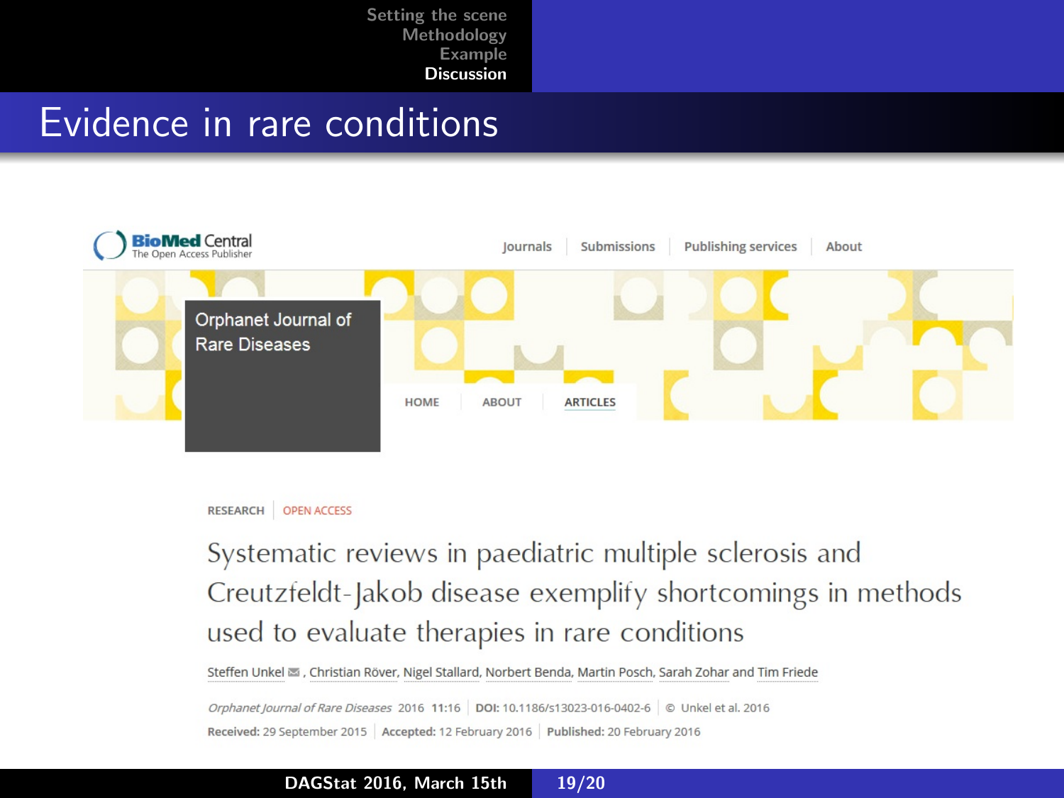# Evidence in rare conditions

BioMed Central — The Open Access Publisher

Journals | Submissions | Publishing services | About

Orphanet Journal of Rare Diseases

HOME | ABOUT | ARTICLES

RESEARCH | OPEN ACCESS

## Systematic reviews in paediatric multiple sclerosis and Creutzfeldt-Jakob disease exemplify shortcomings in methods used to evaluate therapies in rare conditions

Steffen Unkel, Christian Röver, Nigel Stallard, Norbert Benda, Martin Posch, Sarah Zohar and Tim Friede

*Orphanet Journal of Rare Diseases* 2016 **11:**16 | **DOI:** 10.1186/s13023-016-0402-6 | © Unkel et al. 2016

**Received:** 29 September 2015 | **Accepted:** 12 February 2016 | **Published:** 20 February 2016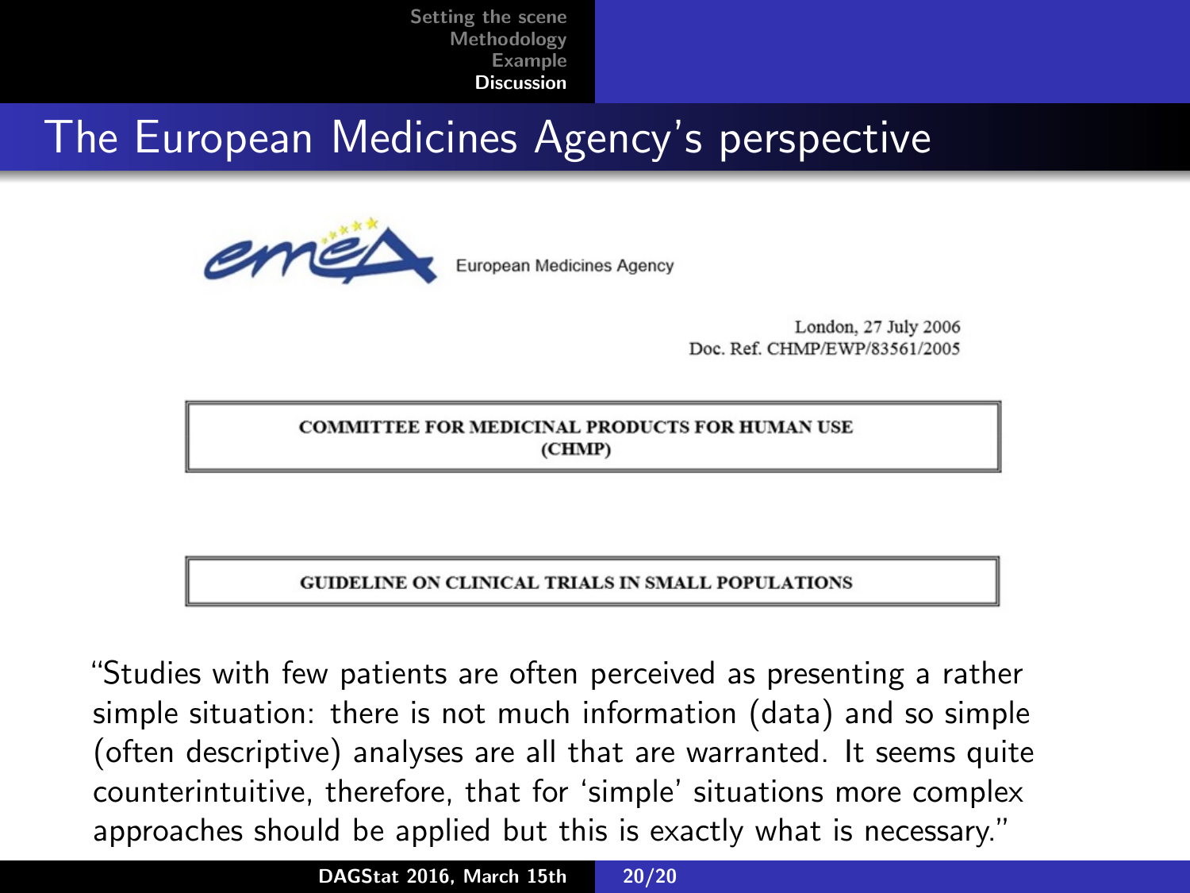# The European Medicines Agency's perspective

European Medicines Agency

London, 27 July 2006
Doc. Ref. CHMP/EWP/83561/2005

**COMMITTEE FOR MEDICINAL PRODUCTS FOR HUMAN USE (CHMP)**

**GUIDELINE ON CLINICAL TRIALS IN SMALL POPULATIONS**

"Studies with few patients are often perceived as presenting a rather simple situation: there is not much information (data) and so simple (often descriptive) analyses are all that are warranted. It seems quite counterintuitive, therefore, that for 'simple' situations more complex approaches should be applied but this is exactly what is necessary."